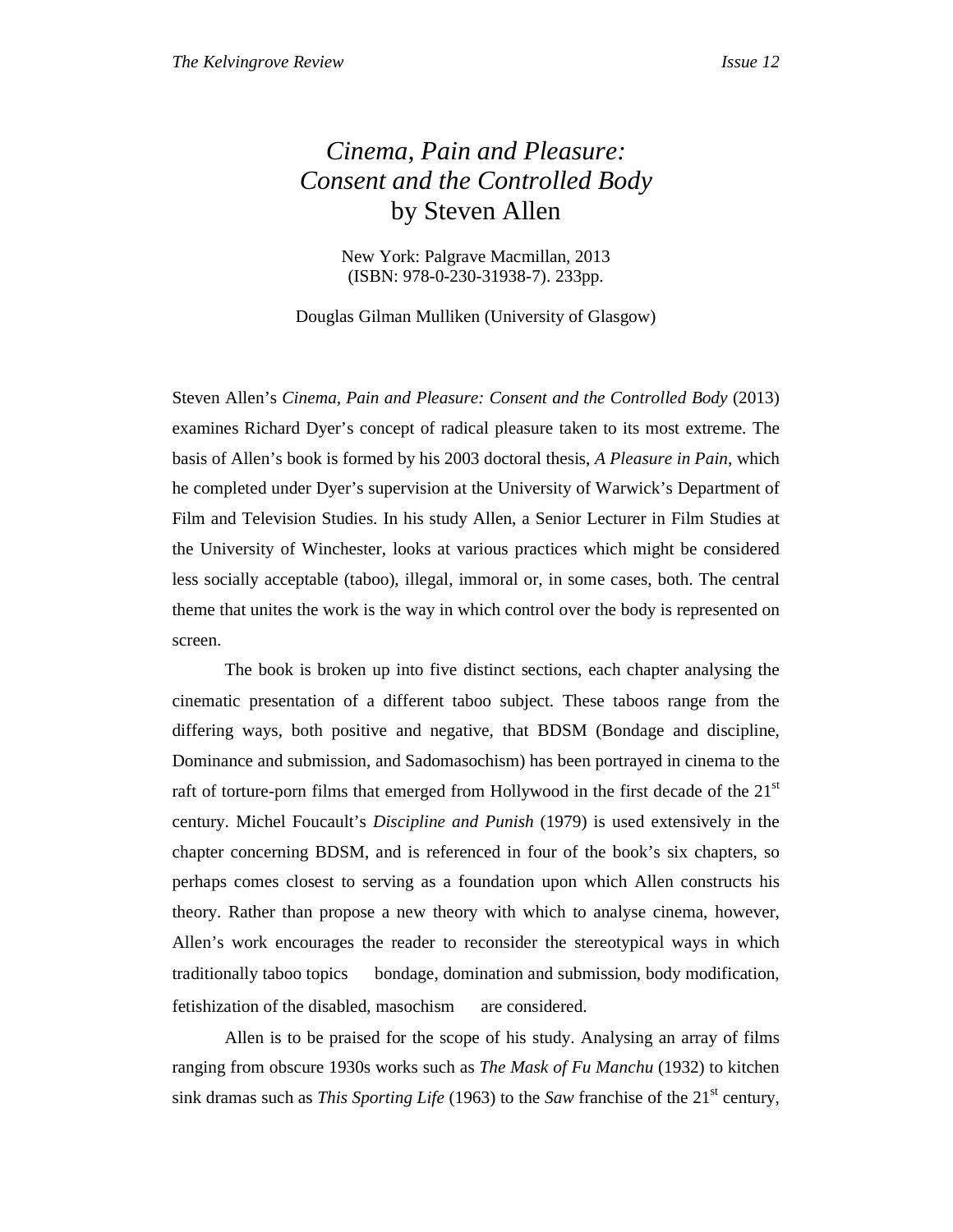# *Cinema, Pain and Pleasure: Consent and the Controlled Body* by Steven Allen

New York: Palgrave Macmillan, 2013
(ISBN: 978-0-230-31938-7). 233pp.

Douglas Gilman Mulliken (University of Glasgow)

Steven Allen's *Cinema, Pain and Pleasure: Consent and the Controlled Body* (2013) examines Richard Dyer's concept of radical pleasure taken to its most extreme. The basis of Allen's book is formed by his 2003 doctoral thesis, *A Pleasure in Pain*, which he completed under Dyer's supervision at the University of Warwick's Department of Film and Television Studies. In his study Allen, a Senior Lecturer in Film Studies at the University of Winchester, looks at various practices which might be considered less socially acceptable (taboo), illegal, immoral or, in some cases, both. The central theme that unites the work is the way in which control over the body is represented on screen.

The book is broken up into five distinct sections, each chapter analysing the cinematic presentation of a different taboo subject. These taboos range from the differing ways, both positive and negative, that BDSM (Bondage and discipline, Dominance and submission, and Sadomasochism) has been portrayed in cinema to the raft of torture-porn films that emerged from Hollywood in the first decade of the 21st century. Michel Foucault's *Discipline and Punish* (1979) is used extensively in the chapter concerning BDSM, and is referenced in four of the book's six chapters, so perhaps comes closest to serving as a foundation upon which Allen constructs his theory. Rather than propose a new theory with which to analyse cinema, however, Allen's work encourages the reader to reconsider the stereotypical ways in which traditionally taboo topics bondage, domination and submission, body modification, fetishization of the disabled, masochism are considered.

Allen is to be praised for the scope of his study. Analysing an array of films ranging from obscure 1930s works such as *The Mask of Fu Manchu* (1932) to kitchen sink dramas such as *This Sporting Life* (1963) to the *Saw* franchise of the 21st century,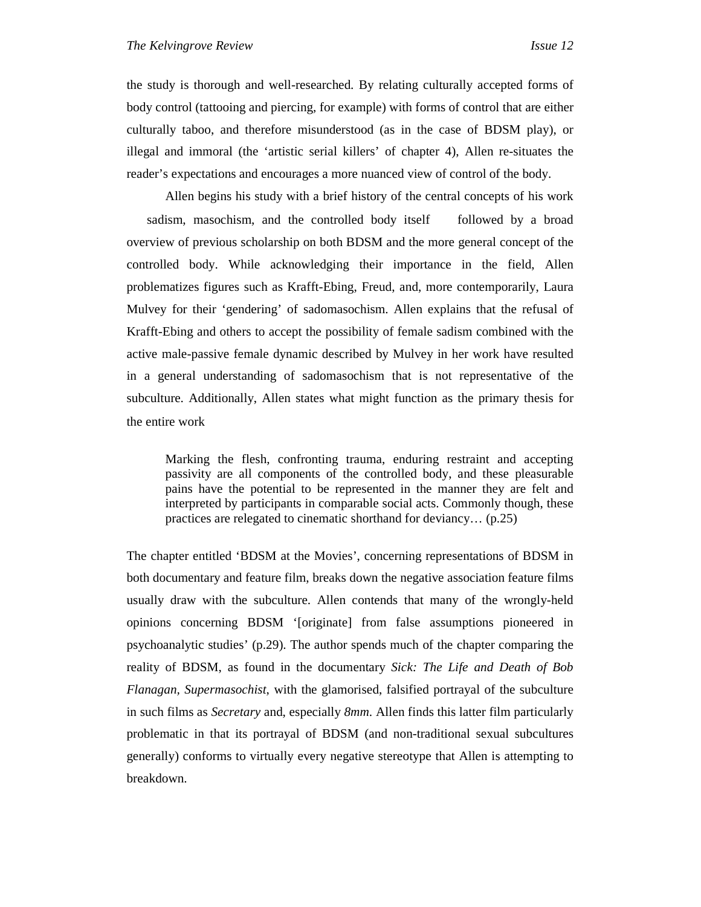the study is thorough and well-researched. By relating culturally accepted forms of body control (tattooing and piercing, for example) with forms of control that are either culturally taboo, and therefore misunderstood (as in the case of BDSM play), or illegal and immoral (the 'artistic serial killers' of chapter 4), Allen re-situates the reader's expectations and encourages a more nuanced view of control of the body.

Allen begins his study with a brief history of the central concepts of his work sadism, masochism, and the controlled body itself followed by a broad overview of previous scholarship on both BDSM and the more general concept of the controlled body. While acknowledging their importance in the field, Allen problematizes figures such as Krafft-Ebing, Freud, and, more contemporarily, Laura Mulvey for their 'gendering' of sadomasochism. Allen explains that the refusal of Krafft-Ebing and others to accept the possibility of female sadism combined with the active male-passive female dynamic described by Mulvey in her work have resulted in a general understanding of sadomasochism that is not representative of the subculture. Additionally, Allen states what might function as the primary thesis for the entire work

> Marking the flesh, confronting trauma, enduring restraint and accepting passivity are all components of the controlled body, and these pleasurable pains have the potential to be represented in the manner they are felt and interpreted by participants in comparable social acts. Commonly though, these practices are relegated to cinematic shorthand for deviancy… (p.25)

The chapter entitled 'BDSM at the Movies', concerning representations of BDSM in both documentary and feature film, breaks down the negative association feature films usually draw with the subculture. Allen contends that many of the wrongly-held opinions concerning BDSM '[originate] from false assumptions pioneered in psychoanalytic studies' (p.29). The author spends much of the chapter comparing the reality of BDSM, as found in the documentary *Sick: The Life and Death of Bob Flanagan, Supermasochist*, with the glamorised, falsified portrayal of the subculture in such films as *Secretary* and, especially *8mm*. Allen finds this latter film particularly problematic in that its portrayal of BDSM (and non-traditional sexual subcultures generally) conforms to virtually every negative stereotype that Allen is attempting to breakdown.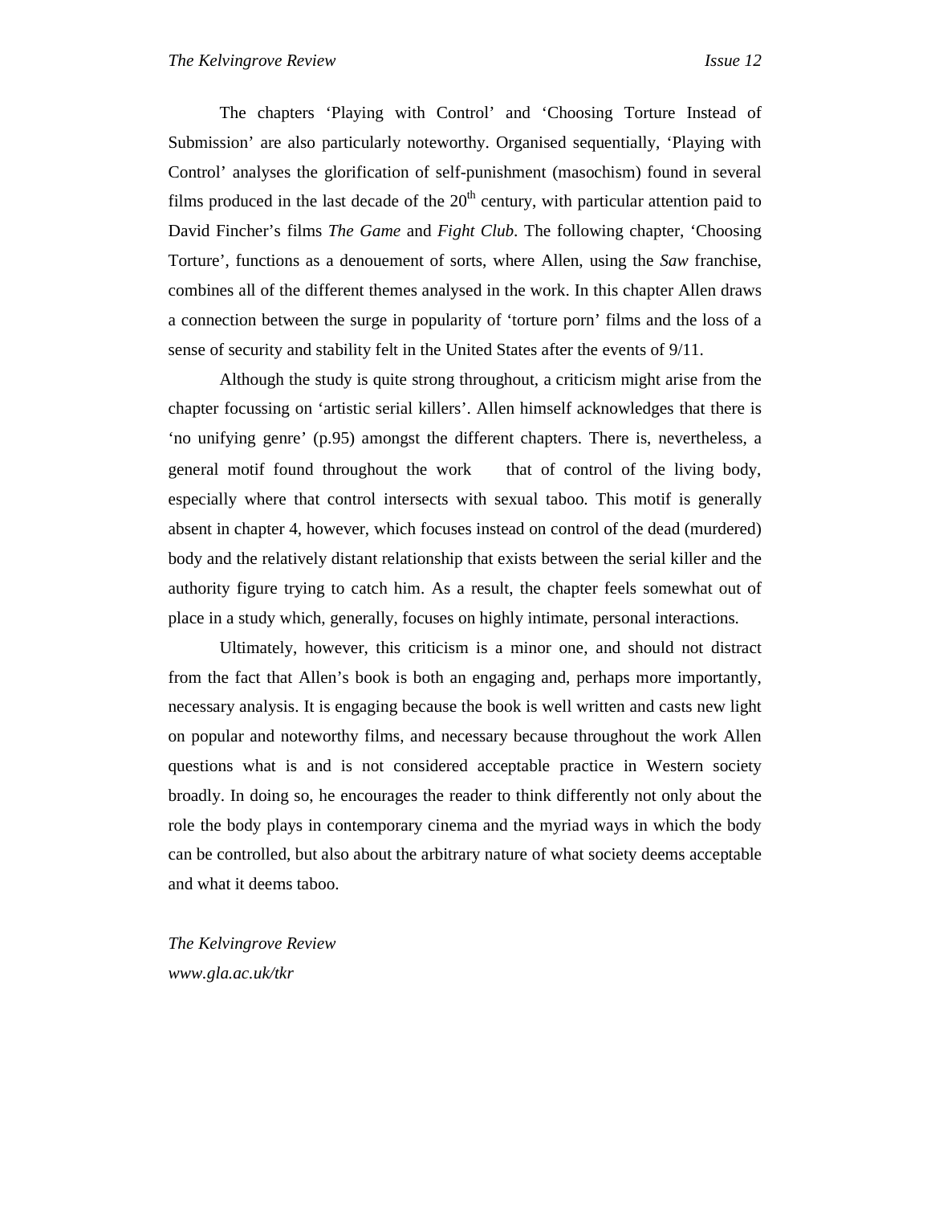The chapters ‘Playing with Control’ and ‘Choosing Torture Instead of Submission’ are also particularly noteworthy. Organised sequentially, ‘Playing with Control’ analyses the glorification of self-punishment (masochism) found in several films produced in the last decade of the 20th century, with particular attention paid to David Fincher’s films *The Game* and *Fight Club*. The following chapter, ‘Choosing Torture’, functions as a denouement of sorts, where Allen, using the *Saw* franchise, combines all of the different themes analysed in the work. In this chapter Allen draws a connection between the surge in popularity of ‘torture porn’ films and the loss of a sense of security and stability felt in the United States after the events of 9/11.

Although the study is quite strong throughout, a criticism might arise from the chapter focussing on ‘artistic serial killers’. Allen himself acknowledges that there is ‘no unifying genre’ (p.95) amongst the different chapters. There is, nevertheless, a general motif found throughout the work that of control of the living body, especially where that control intersects with sexual taboo. This motif is generally absent in chapter 4, however, which focuses instead on control of the dead (murdered) body and the relatively distant relationship that exists between the serial killer and the authority figure trying to catch him. As a result, the chapter feels somewhat out of place in a study which, generally, focuses on highly intimate, personal interactions.

Ultimately, however, this criticism is a minor one, and should not distract from the fact that Allen’s book is both an engaging and, perhaps more importantly, necessary analysis. It is engaging because the book is well written and casts new light on popular and noteworthy films, and necessary because throughout the work Allen questions what is and is not considered acceptable practice in Western society broadly. In doing so, he encourages the reader to think differently not only about the role the body plays in contemporary cinema and the myriad ways in which the body can be controlled, but also about the arbitrary nature of what society deems acceptable and what it deems taboo.

*The Kelvingrove Review*
*www.gla.ac.uk/tkr*